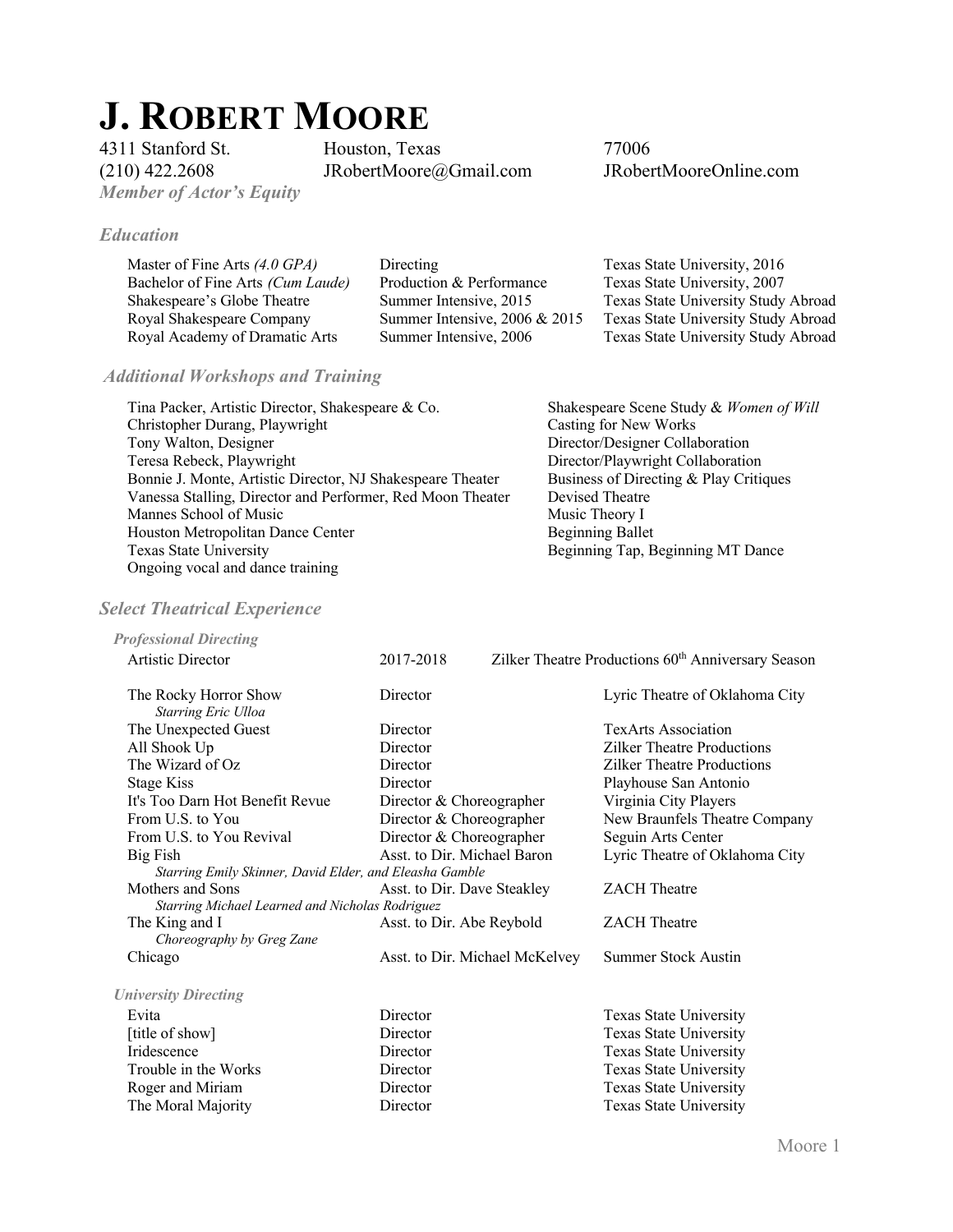# J. ROBERT MOORE

4311 Stanford St. Houston, Texas 77006
(210) 422.2608 JRobertMoore@Gmail.com JRobertMooreOnline.com
***Member of Actor's Equity***

## *Education*

| | | |
|---|---|---|
| Master of Fine Arts *(4.0 GPA)* | Directing | Texas State University, 2016 |
| Bachelor of Fine Arts *(Cum Laude)* | Production & Performance | Texas State University, 2007 |
| Shakespeare's Globe Theatre | Summer Intensive, 2015 | Texas State University Study Abroad |
| Royal Shakespeare Company | Summer Intensive, 2006 & 2015 | Texas State University Study Abroad |
| Royal Academy of Dramatic Arts | Summer Intensive, 2006 | Texas State University Study Abroad |

## *Additional Workshops and Training*

| | |
|---|---|
| Tina Packer, Artistic Director, Shakespeare & Co. | Shakespeare Scene Study & *Women of Will* |
| Christopher Durang, Playwright | Casting for New Works |
| Tony Walton, Designer | Director/Designer Collaboration |
| Teresa Rebeck, Playwright | Director/Playwright Collaboration |
| Bonnie J. Monte, Artistic Director, NJ Shakespeare Theater | Business of Directing & Play Critiques |
| Vanessa Stalling, Director and Performer, Red Moon Theater | Devised Theatre |
| Mannes School of Music | Music Theory I |
| Houston Metropolitan Dance Center | Beginning Ballet |
| Texas State University | Beginning Tap, Beginning MT Dance |
| Ongoing vocal and dance training | |

## *Select Theatrical Experience*

### *Professional Directing*

| | | |
|---|---|---|
| Artistic Director | 2017-2018 | Zilker Theatre Productions 60th Anniversary Season |
| The Rocky Horror Show *Starring Eric Ulloa* | Director | Lyric Theatre of Oklahoma City |
| The Unexpected Guest | Director | TexArts Association |
| All Shook Up | Director | Zilker Theatre Productions |
| The Wizard of Oz | Director | Zilker Theatre Productions |
| Stage Kiss | Director | Playhouse San Antonio |
| It's Too Darn Hot Benefit Revue | Director & Choreographer | Virginia City Players |
| From U.S. to You | Director & Choreographer | New Braunfels Theatre Company |
| From U.S. to You Revival | Director & Choreographer | Seguin Arts Center |
| Big Fish *Starring Emily Skinner, David Elder, and Eleasha Gamble* | Asst. to Dir. Michael Baron | Lyric Theatre of Oklahoma City |
| Mothers and Sons *Starring Michael Learned and Nicholas Rodriguez* | Asst. to Dir. Dave Steakley | ZACH Theatre |
| The King and I *Choreography by Greg Zane* | Asst. to Dir. Abe Reybold | ZACH Theatre |
| Chicago | Asst. to Dir. Michael McKelvey | Summer Stock Austin |

### *University Directing*

| | | |
|---|---|---|
| Evita | Director | Texas State University |
| [title of show] | Director | Texas State University |
| Iridescence | Director | Texas State University |
| Trouble in the Works | Director | Texas State University |
| Roger and Miriam | Director | Texas State University |
| The Moral Majority | Director | Texas State University |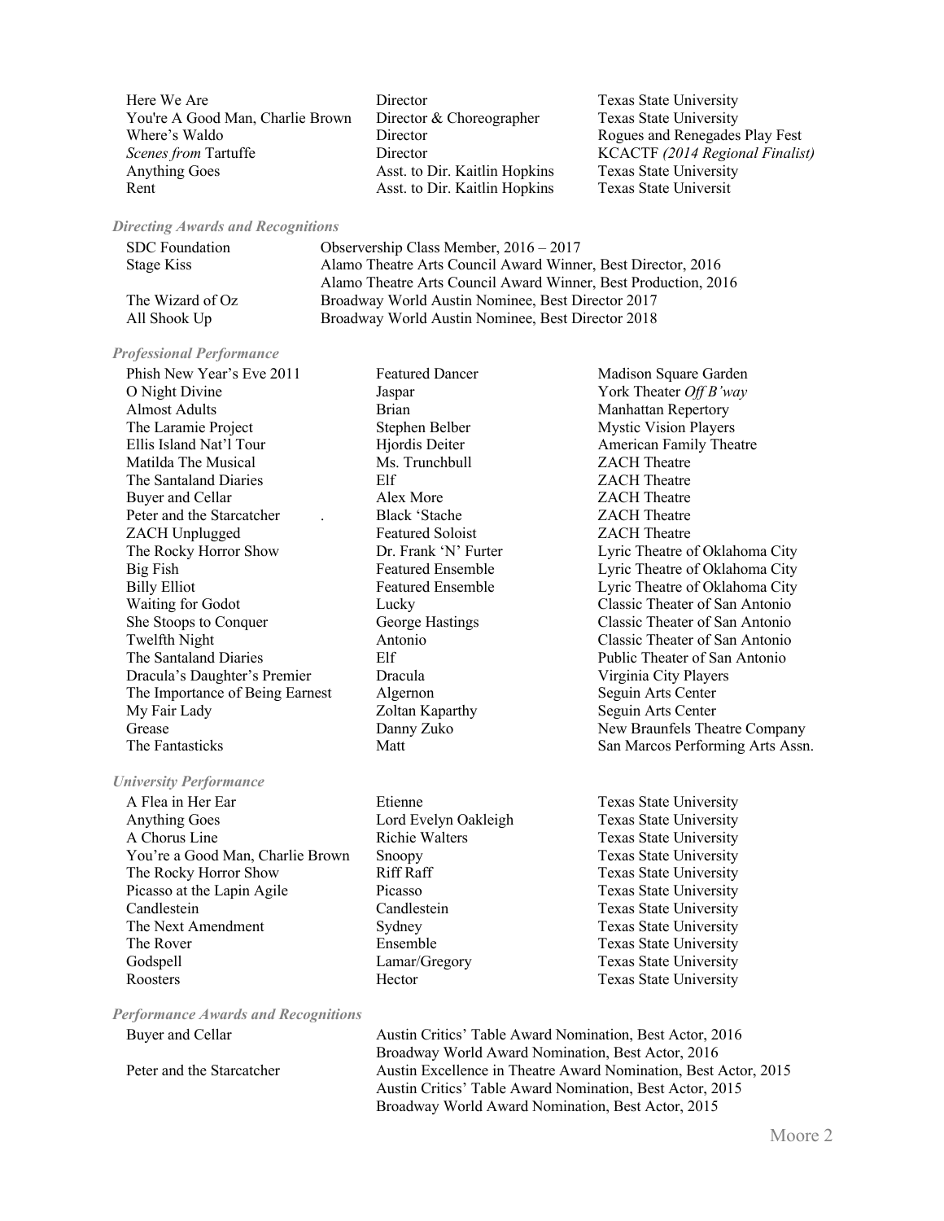| | | |
|---|---|---|
| Here We Are | Director | Texas State University |
| You're A Good Man, Charlie Brown | Director & Choreographer | Texas State University |
| Where's Waldo | Director | Rogues and Renegades Play Fest |
| *Scenes from* Tartuffe | Director | KCACTF *(2014 Regional Finalist)* |
| Anything Goes | Asst. to Dir. Kaitlin Hopkins | Texas State University |
| Rent | Asst. to Dir. Kaitlin Hopkins | Texas State Universit |

### *Directing Awards and Recognitions*

| | |
|---|---|
| SDC Foundation | Observership Class Member, 2016 – 2017 |
| Stage Kiss | Alamo Theatre Arts Council Award Winner, Best Director, 2016 |
| | Alamo Theatre Arts Council Award Winner, Best Production, 2016 |
| The Wizard of Oz | Broadway World Austin Nominee, Best Director 2017 |
| All Shook Up | Broadway World Austin Nominee, Best Director 2018 |

### *Professional Performance*

| | | |
|---|---|---|
| Phish New Year's Eve 2011 | Featured Dancer | Madison Square Garden |
| O Night Divine | Jaspar | York Theater *Off B'way* |
| Almost Adults | Brian | Manhattan Repertory |
| The Laramie Project | Stephen Belber | Mystic Vision Players |
| Ellis Island Nat'l Tour | Hjordis Deiter | American Family Theatre |
| Matilda The Musical | Ms. Trunchbull | ZACH Theatre |
| The Santaland Diaries | Elf | ZACH Theatre |
| Buyer and Cellar | Alex More | ZACH Theatre |
| Peter and the Starcatcher | Black 'Stache | ZACH Theatre |
| ZACH Unplugged | Featured Soloist | ZACH Theatre |
| The Rocky Horror Show | Dr. Frank 'N' Furter | Lyric Theatre of Oklahoma City |
| Big Fish | Featured Ensemble | Lyric Theatre of Oklahoma City |
| Billy Elliot | Featured Ensemble | Lyric Theatre of Oklahoma City |
| Waiting for Godot | Lucky | Classic Theater of San Antonio |
| She Stoops to Conquer | George Hastings | Classic Theater of San Antonio |
| Twelfth Night | Antonio | Classic Theater of San Antonio |
| The Santaland Diaries | Elf | Public Theater of San Antonio |
| Dracula's Daughter's Premier | Dracula | Virginia City Players |
| The Importance of Being Earnest | Algernon | Seguin Arts Center |
| My Fair Lady | Zoltan Kaparthy | Seguin Arts Center |
| Grease | Danny Zuko | New Braunfels Theatre Company |
| The Fantasticks | Matt | San Marcos Performing Arts Assn. |

### *University Performance*

| | | |
|---|---|---|
| A Flea in Her Ear | Etienne | Texas State University |
| Anything Goes | Lord Evelyn Oakleigh | Texas State University |
| A Chorus Line | Richie Walters | Texas State University |
| You're a Good Man, Charlie Brown | Snoopy | Texas State University |
| The Rocky Horror Show | Riff Raff | Texas State University |
| Picasso at the Lapin Agile | Picasso | Texas State University |
| Candlestein | Candlestein | Texas State University |
| The Next Amendment | Sydney | Texas State University |
| The Rover | Ensemble | Texas State University |
| Godspell | Lamar/Gregory | Texas State University |
| Roosters | Hector | Texas State University |

### *Performance Awards and Recognitions*

| | |
|---|---|
| Buyer and Cellar | Austin Critics' Table Award Nomination, Best Actor, 2016 |
| | Broadway World Award Nomination, Best Actor, 2016 |
| Peter and the Starcatcher | Austin Excellence in Theatre Award Nomination, Best Actor, 2015 |
| | Austin Critics' Table Award Nomination, Best Actor, 2015 |
| | Broadway World Award Nomination, Best Actor, 2015 |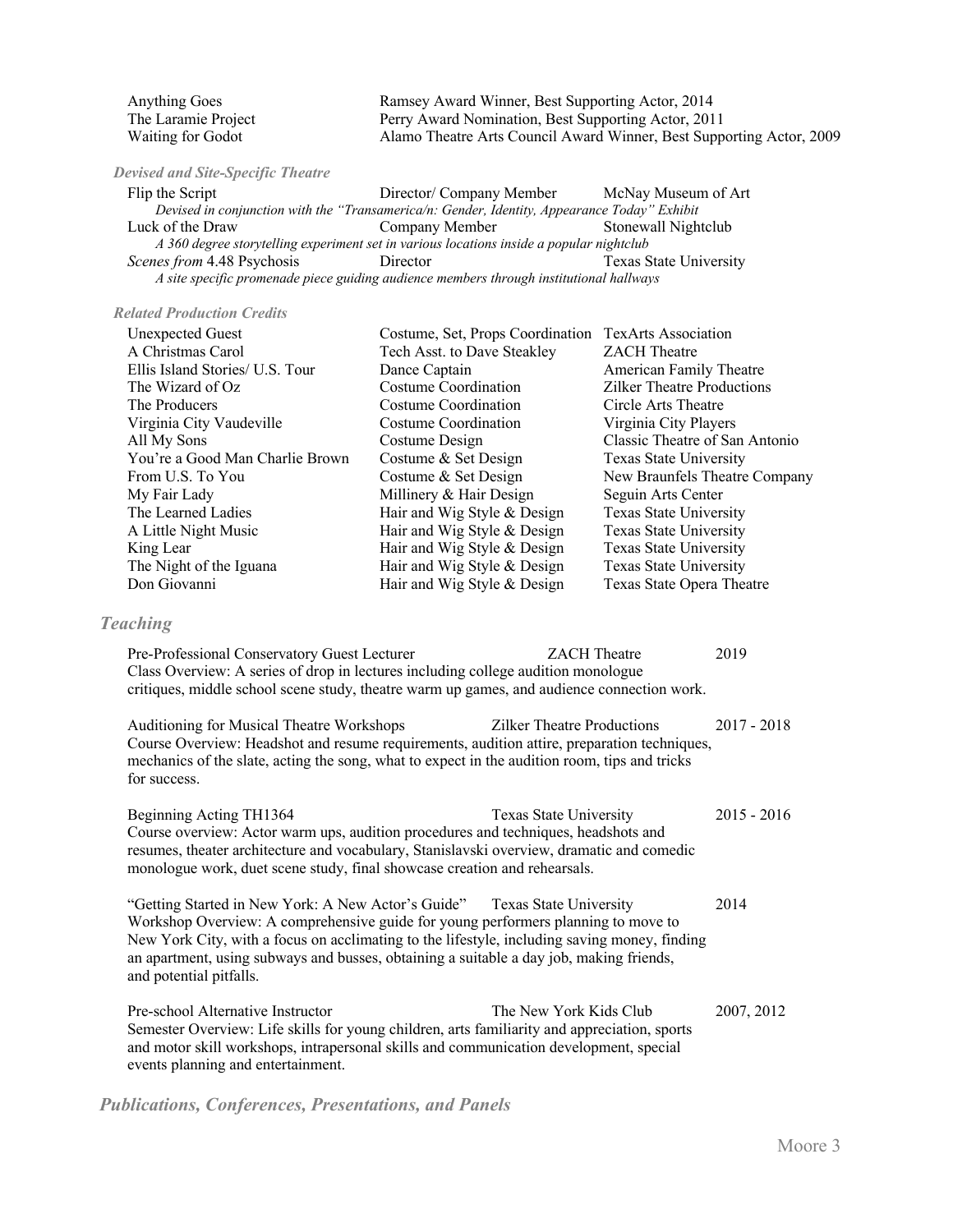| | |
|---|---|
| Anything Goes | Ramsey Award Winner, Best Supporting Actor, 2014 |
| The Laramie Project | Perry Award Nomination, Best Supporting Actor, 2011 |
| Waiting for Godot | Alamo Theatre Arts Council Award Winner, Best Supporting Actor, 2009 |

***Devised and Site-Specific Theatre***

| | | |
|---|---|---|
| Flip the Script | Director/ Company Member | McNay Museum of Art |

*Devised in conjunction with the "Transamerica/n: Gender, Identity, Appearance Today" Exhibit*

| | | |
|---|---|---|
| Luck of the Draw | Company Member | Stonewall Nightclub |

*A 360 degree storytelling experiment set in various locations inside a popular nightclub*

| | | |
|---|---|---|
| *Scenes from* 4.48 Psychosis | Director | Texas State University |

*A site specific promenade piece guiding audience members through institutional hallways*

***Related Production Credits***

| | | |
|---|---|---|
| Unexpected Guest | Costume, Set, Props Coordination | TexArts Association |
| A Christmas Carol | Tech Asst. to Dave Steakley | ZACH Theatre |
| Ellis Island Stories/ U.S. Tour | Dance Captain | American Family Theatre |
| The Wizard of Oz | Costume Coordination | Zilker Theatre Productions |
| The Producers | Costume Coordination | Circle Arts Theatre |
| Virginia City Vaudeville | Costume Coordination | Virginia City Players |
| All My Sons | Costume Design | Classic Theatre of San Antonio |
| You're a Good Man Charlie Brown | Costume & Set Design | Texas State University |
| From U.S. To You | Costume & Set Design | New Braunfels Theatre Company |
| My Fair Lady | Millinery & Hair Design | Seguin Arts Center |
| The Learned Ladies | Hair and Wig Style & Design | Texas State University |
| A Little Night Music | Hair and Wig Style & Design | Texas State University |
| King Lear | Hair and Wig Style & Design | Texas State University |
| The Night of the Iguana | Hair and Wig Style & Design | Texas State University |
| Don Giovanni | Hair and Wig Style & Design | Texas State Opera Theatre |

## *Teaching*

Pre-Professional Conservatory Guest Lecturer — ZACH Theatre — 2019
Class Overview: A series of drop in lectures including college audition monologue critiques, middle school scene study, theatre warm up games, and audience connection work.

Auditioning for Musical Theatre Workshops — Zilker Theatre Productions — 2017 - 2018
Course Overview: Headshot and resume requirements, audition attire, preparation techniques, mechanics of the slate, acting the song, what to expect in the audition room, tips and tricks for success.

Beginning Acting TH1364 — Texas State University — 2015 - 2016
Course overview: Actor warm ups, audition procedures and techniques, headshots and resumes, theater architecture and vocabulary, Stanislavski overview, dramatic and comedic monologue work, duet scene study, final showcase creation and rehearsals.

"Getting Started in New York: A New Actor's Guide" — Texas State University — 2014
Workshop Overview: A comprehensive guide for young performers planning to move to New York City, with a focus on acclimating to the lifestyle, including saving money, finding an apartment, using subways and busses, obtaining a suitable day job, making friends, and potential pitfalls.

Pre-school Alternative Instructor — The New York Kids Club — 2007, 2012
Semester Overview: Life skills for young children, arts familiarity and appreciation, sports and motor skill workshops, intrapersonal skills and communication development, special events planning and entertainment.

## *Publications, Conferences, Presentations, and Panels*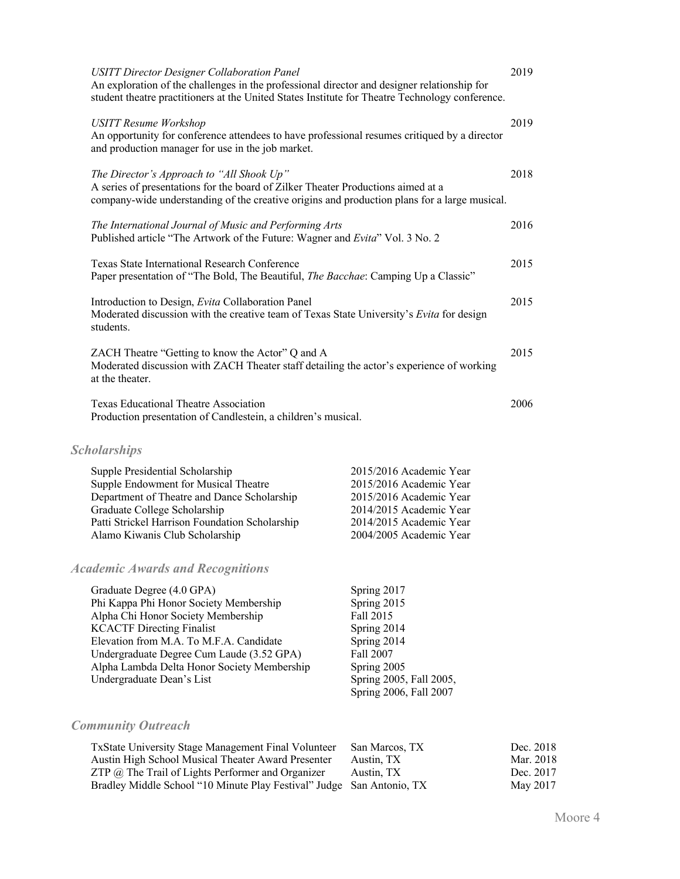*USITT Director Designer Collaboration Panel* — 2019
An exploration of the challenges in the professional director and designer relationship for student theatre practitioners at the United States Institute for Theatre Technology conference.

*USITT Resume Workshop* — 2019
An opportunity for conference attendees to have professional resumes critiqued by a director and production manager for use in the job market.

*The Director's Approach to "All Shook Up"* — 2018
A series of presentations for the board of Zilker Theater Productions aimed at a company-wide understanding of the creative origins and production plans for a large musical.

*The International Journal of Music and Performing Arts* — 2016
Published article "The Artwork of the Future: Wagner and *Evita*" Vol. 3 No. 2

Texas State International Research Conference — 2015
Paper presentation of "The Bold, The Beautiful, *The Bacchae*: Camping Up a Classic"

Introduction to Design, *Evita* Collaboration Panel — 2015
Moderated discussion with the creative team of Texas State University's *Evita* for design students.

ZACH Theatre "Getting to know the Actor" Q and A — 2015
Moderated discussion with ZACH Theater staff detailing the actor's experience of working at the theater.

Texas Educational Theatre Association — 2006
Production presentation of Candlestein, a children's musical.

## *Scholarships*

| Scholarship | Year |
|---|---|
| Supple Presidential Scholarship | 2015/2016 Academic Year |
| Supple Endowment for Musical Theatre | 2015/2016 Academic Year |
| Department of Theatre and Dance Scholarship | 2015/2016 Academic Year |
| Graduate College Scholarship | 2014/2015 Academic Year |
| Patti Strickel Harrison Foundation Scholarship | 2014/2015 Academic Year |
| Alamo Kiwanis Club Scholarship | 2004/2005 Academic Year |

## *Academic Awards and Recognitions*

| Award | Date |
|---|---|
| Graduate Degree (4.0 GPA) | Spring 2017 |
| Phi Kappa Phi Honor Society Membership | Spring 2015 |
| Alpha Chi Honor Society Membership | Fall 2015 |
| KCACTF Directing Finalist | Spring 2014 |
| Elevation from M.A. To M.F.A. Candidate | Spring 2014 |
| Undergraduate Degree Cum Laude (3.52 GPA) | Fall 2007 |
| Alpha Lambda Delta Honor Society Membership | Spring 2005 |
| Undergraduate Dean's List | Spring 2005, Fall 2005, Spring 2006, Fall 2007 |

## *Community Outreach*

| Activity | Location | Date |
|---|---|---|
| TxState University Stage Management Final Volunteer | San Marcos, TX | Dec. 2018 |
| Austin High School Musical Theater Award Presenter | Austin, TX | Mar. 2018 |
| ZTP @ The Trail of Lights Performer and Organizer | Austin, TX | Dec. 2017 |
| Bradley Middle School "10 Minute Play Festival" Judge | San Antonio, TX | May 2017 |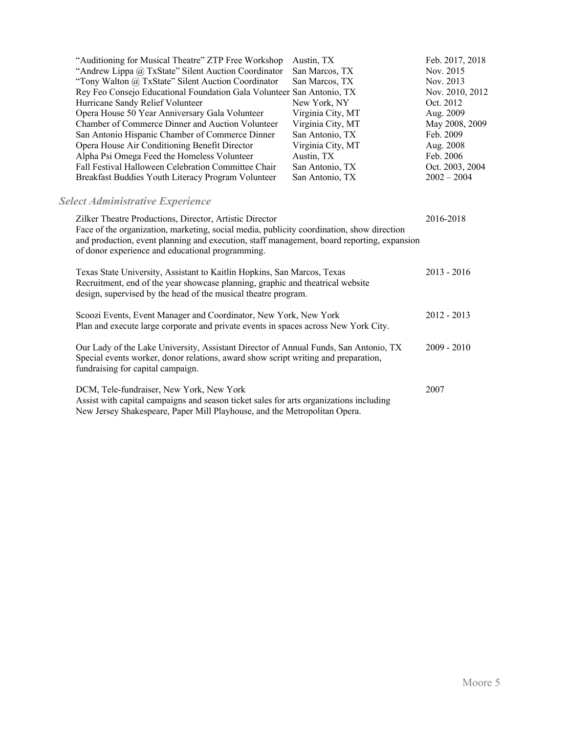| | | |
|---|---|---|
| "Auditioning for Musical Theatre" ZTP Free Workshop | Austin, TX | Feb. 2017, 2018 |
| "Andrew Lippa @ TxState" Silent Auction Coordinator | San Marcos, TX | Nov. 2015 |
| "Tony Walton @ TxState" Silent Auction Coordinator | San Marcos, TX | Nov. 2013 |
| Rey Feo Consejo Educational Foundation Gala Volunteer | San Antonio, TX | Nov. 2010, 2012 |
| Hurricane Sandy Relief Volunteer | New York, NY | Oct. 2012 |
| Opera House 50 Year Anniversary Gala Volunteer | Virginia City, MT | Aug. 2009 |
| Chamber of Commerce Dinner and Auction Volunteer | Virginia City, MT | May 2008, 2009 |
| San Antonio Hispanic Chamber of Commerce Dinner | San Antonio, TX | Feb. 2009 |
| Opera House Air Conditioning Benefit Director | Virginia City, MT | Aug. 2008 |
| Alpha Psi Omega Feed the Homeless Volunteer | Austin, TX | Feb. 2006 |
| Fall Festival Halloween Celebration Committee Chair | San Antonio, TX | Oct. 2003, 2004 |
| Breakfast Buddies Youth Literacy Program Volunteer | San Antonio, TX | 2002 – 2004 |

### *Select Administrative Experience*

Zilker Theatre Productions, Director, Artistic Director — 2016-2018
Face of the organization, marketing, social media, publicity coordination, show direction and production, event planning and execution, staff management, board reporting, expansion of donor experience and educational programming.

Texas State University, Assistant to Kaitlin Hopkins, San Marcos, Texas — 2013 - 2016
Recruitment, end of the year showcase planning, graphic and theatrical website design, supervised by the head of the musical theatre program.

Scoozi Events, Event Manager and Coordinator, New York, New York — 2012 - 2013
Plan and execute large corporate and private events in spaces across New York City.

Our Lady of the Lake University, Assistant Director of Annual Funds, San Antonio, TX — 2009 - 2010
Special events worker, donor relations, award show script writing and preparation, fundraising for capital campaign.

DCM, Tele-fundraiser, New York, New York — 2007
Assist with capital campaigns and season ticket sales for arts organizations including New Jersey Shakespeare, Paper Mill Playhouse, and the Metropolitan Opera.